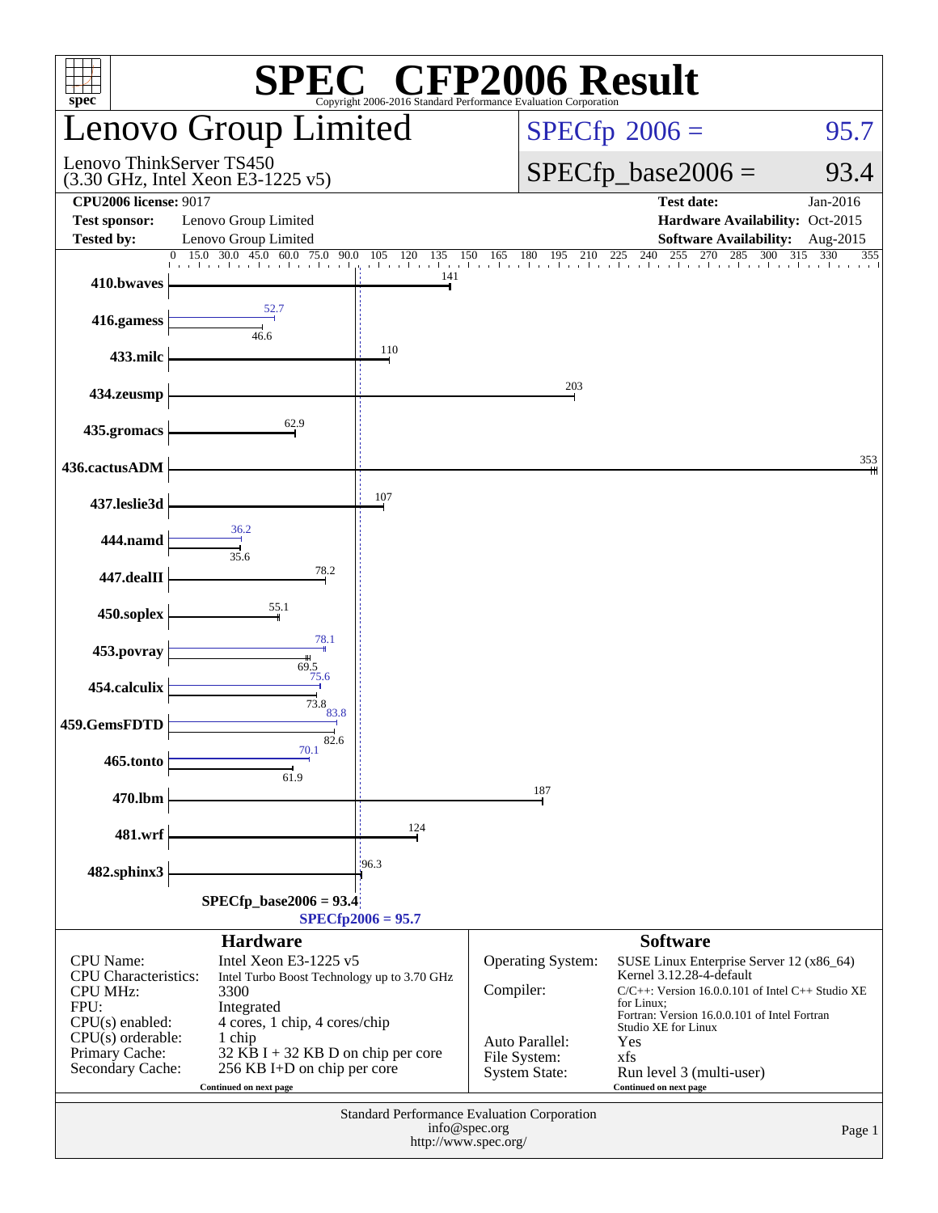# SPEC CFP2006 Result

Copyright 2006-2016 Standard Performance Evaluation Corporation

## Lenovo Group Limited

Lenovo ThinkServer TS450
(3.30 GHz, Intel Xeon E3-1225 v5)

SPECfp 2006 = 95.7

SPECfp_base2006 = 93.4

| | | | |
|---|---|---|---|
| **CPU2006 license:** 9017 | | **Test date:** | Jan-2016 |
| **Test sponsor:** | Lenovo Group Limited | **Hardware Availability:** | Oct-2015 |
| **Tested by:** | Lenovo Group Limited | **Software Availability:** | Aug-2015 |

| Benchmark | Base | Peak |
|---|---|---|
| 410.bwaves | 141 | 141 |
| 416.gamess | 46.6 | 52.7 |
| 433.milc | 110 | 110 |
| 434.zeusmp | 203 | 203 |
| 435.gromacs | 62.9 | 62.9 |
| 436.cactusADM | 353 | 353 |
| 437.leslie3d | 107 | 107 |
| 444.namd | 35.6 | 36.2 |
| 447.dealII | 78.2 | 78.2 |
| 450.soplex | 55.1 | 55.1 |
| 453.povray | 69.5 | 78.1 |
| 454.calculix | 73.8 | 75.6 |
| 459.GemsFDTD | 82.6 | 83.8 |
| 465.tonto | 61.9 | 70.1 |
| 470.lbm | 187 | 187 |
| 481.wrf | 124 | 124 |
| 482.sphinx3 | 96.3 | 96.3 |

SPECfp_base2006 = 93.4

SPECfp2006 = 95.7

### Hardware

| | |
|---|---|
| CPU Name: | Intel Xeon E3-1225 v5 |
| CPU Characteristics: | Intel Turbo Boost Technology up to 3.70 GHz |
| CPU MHz: | 3300 |
| FPU: | Integrated |
| CPU(s) enabled: | 4 cores, 1 chip, 4 cores/chip |
| CPU(s) orderable: | 1 chip |
| Primary Cache: | 32 KB I + 32 KB D on chip per core |
| Secondary Cache: | 256 KB I+D on chip per core |

Continued on next page

### Software

| | |
|---|---|
| Operating System: | SUSE Linux Enterprise Server 12 (x86_64) Kernel 3.12.28-4-default |
| Compiler: | C/C++: Version 16.0.0.101 of Intel C++ Studio XE for Linux; Fortran: Version 16.0.0.101 of Intel Fortran Studio XE for Linux |
| Auto Parallel: | Yes |
| File System: | xfs |
| System State: | Run level 3 (multi-user) |

Continued on next page

Standard Performance Evaluation Corporation
info@spec.org
http://www.spec.org/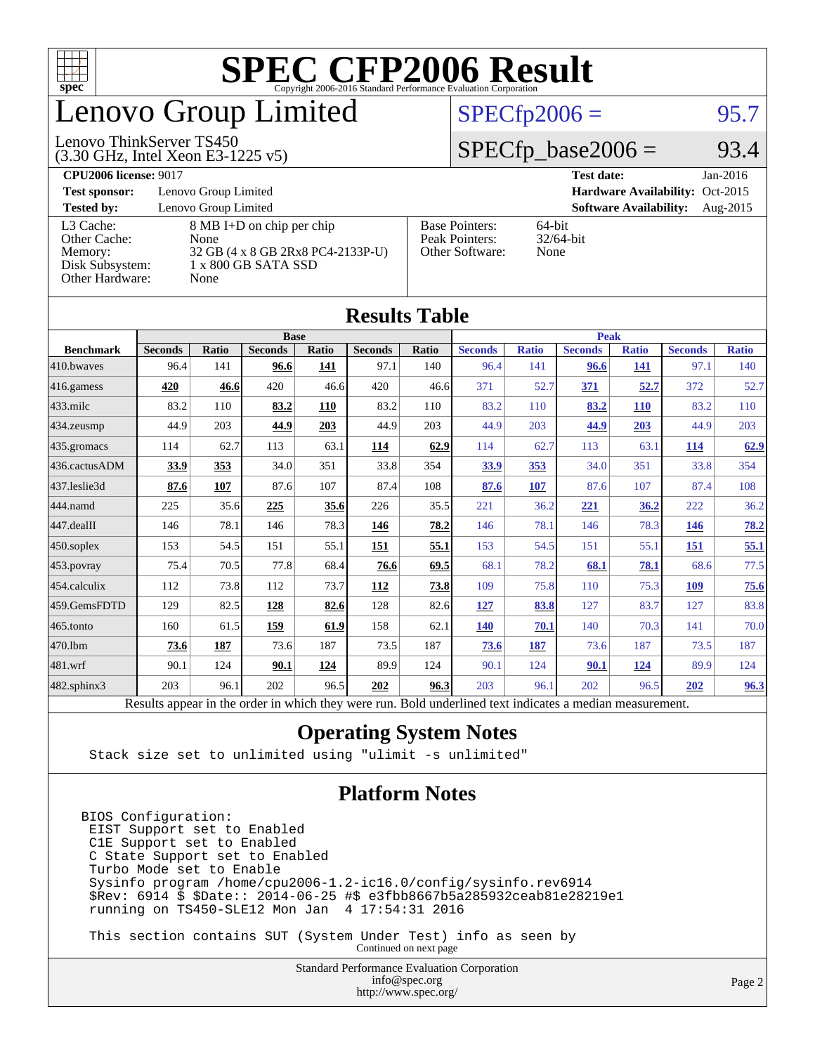# SPEC CFP2006 Result

Copyright 2006-2016 Standard Performance Evaluation Corporation

## Lenovo Group Limited

Lenovo ThinkServer TS450
(3.30 GHz, Intel Xeon E3-1225 v5)

SPECfp2006 = 95.7

SPECfp_base2006 = 93.4

| | | | |
|---|---|---|---|
| **CPU2006 license:** 9017 | | **Test date:** | Jan-2016 |
| **Test sponsor:** | Lenovo Group Limited | **Hardware Availability:** | Oct-2015 |
| **Tested by:** | Lenovo Group Limited | **Software Availability:** | Aug-2015 |

| | | | |
|---|---|---|---|
| L3 Cache: | 8 MB I+D on chip per chip | Base Pointers: | 64-bit |
| Other Cache: | None | Peak Pointers: | 32/64-bit |
| Memory: | 32 GB (4 x 8 GB 2Rx8 PC4-2133P-U) | Other Software: | None |
| Disk Subsystem: | 1 x 800 GB SATA SSD | | |
| Other Hardware: | None | | |

## Results Table

| | Base | | | | | | Peak | | | | | |
|---|---|---|---|---|---|---|---|---|---|---|---|---|
| **Benchmark** | **Seconds** | **Ratio** | **Seconds** | **Ratio** | **Seconds** | **Ratio** | **Seconds** | **Ratio** | **Seconds** | **Ratio** | **Seconds** | **Ratio** |
| 410.bwaves | 96.4 | 141 | **96.6** | **141** | 97.1 | 140 | 96.4 | 141 | **96.6** | **141** | 97.1 | 140 |
| 416.gamess | **420** | **46.6** | 420 | 46.6 | 420 | 46.6 | 371 | 52.7 | **371** | **52.7** | 372 | 52.7 |
| 433.milc | 83.2 | 110 | **83.2** | **110** | 83.2 | 110 | 83.2 | 110 | **83.2** | **110** | 83.2 | 110 |
| 434.zeusmp | 44.9 | 203 | **44.9** | **203** | 44.9 | 203 | 44.9 | 203 | **44.9** | **203** | 44.9 | 203 |
| 435.gromacs | 114 | 62.7 | 113 | 63.1 | **114** | **62.9** | 114 | 62.7 | 113 | 63.1 | **114** | **62.9** |
| 436.cactusADM | **33.9** | **353** | 34.0 | 351 | 33.8 | 354 | **33.9** | **353** | 34.0 | 351 | 33.8 | 354 |
| 437.leslie3d | **87.6** | **107** | 87.6 | 107 | 87.4 | 108 | **87.6** | **107** | 87.6 | 107 | 87.4 | 108 |
| 444.namd | 225 | 35.6 | **225** | **35.6** | 226 | 35.5 | 221 | 36.2 | **221** | **36.2** | 222 | 36.2 |
| 447.dealII | 146 | 78.1 | 146 | 78.3 | **146** | **78.2** | 146 | 78.1 | 146 | 78.3 | **146** | **78.2** |
| 450.soplex | 153 | 54.5 | 151 | 55.1 | **151** | **55.1** | 153 | 54.5 | 151 | 55.1 | **151** | **55.1** |
| 453.povray | 75.4 | 70.5 | 77.8 | 68.4 | **76.6** | **69.5** | 68.1 | 78.2 | **68.1** | **78.1** | 68.6 | 77.5 |
| 454.calculix | 112 | 73.8 | 112 | 73.7 | **112** | **73.8** | 109 | 75.8 | 110 | 75.3 | **109** | **75.6** |
| 459.GemsFDTD | 129 | 82.5 | **128** | **82.6** | 128 | 82.6 | **127** | **83.8** | 127 | 83.7 | 127 | 83.8 |
| 465.tonto | 160 | 61.5 | **159** | **61.9** | 158 | 62.1 | **140** | **70.1** | 140 | 70.3 | 141 | 70.0 |
| 470.lbm | **73.6** | **187** | 73.6 | 187 | 73.5 | 187 | **73.6** | **187** | 73.6 | 187 | 73.5 | 187 |
| 481.wrf | 90.1 | 124 | **90.1** | **124** | 89.9 | 124 | 90.1 | 124 | **90.1** | **124** | 89.9 | 124 |
| 482.sphinx3 | 203 | 96.1 | 202 | 96.5 | **202** | **96.3** | 203 | 96.1 | 202 | 96.5 | **202** | **96.3** |

Results appear in the order in which they were run. Bold underlined text indicates a median measurement.

## Operating System Notes

```
Stack size set to unlimited using "ulimit -s unlimited"
```

## Platform Notes

```
BIOS Configuration:
 EIST Support set to Enabled
 C1E Support set to Enabled
 C State Support set to Enabled
 Turbo Mode set to Enable
 Sysinfo program /home/cpu2006-1.2-ic16.0/config/sysinfo.rev6914
 $Rev: 6914 $ $Date:: 2014-06-25 #$ e3fbb8667b5a285932ceab81e28219e1
 running on TS450-SLE12 Mon Jan  4 17:54:31 2016

 This section contains SUT (System Under Test) info as seen by
```

Continued on next page

Standard Performance Evaluation Corporation
info@spec.org
http://www.spec.org/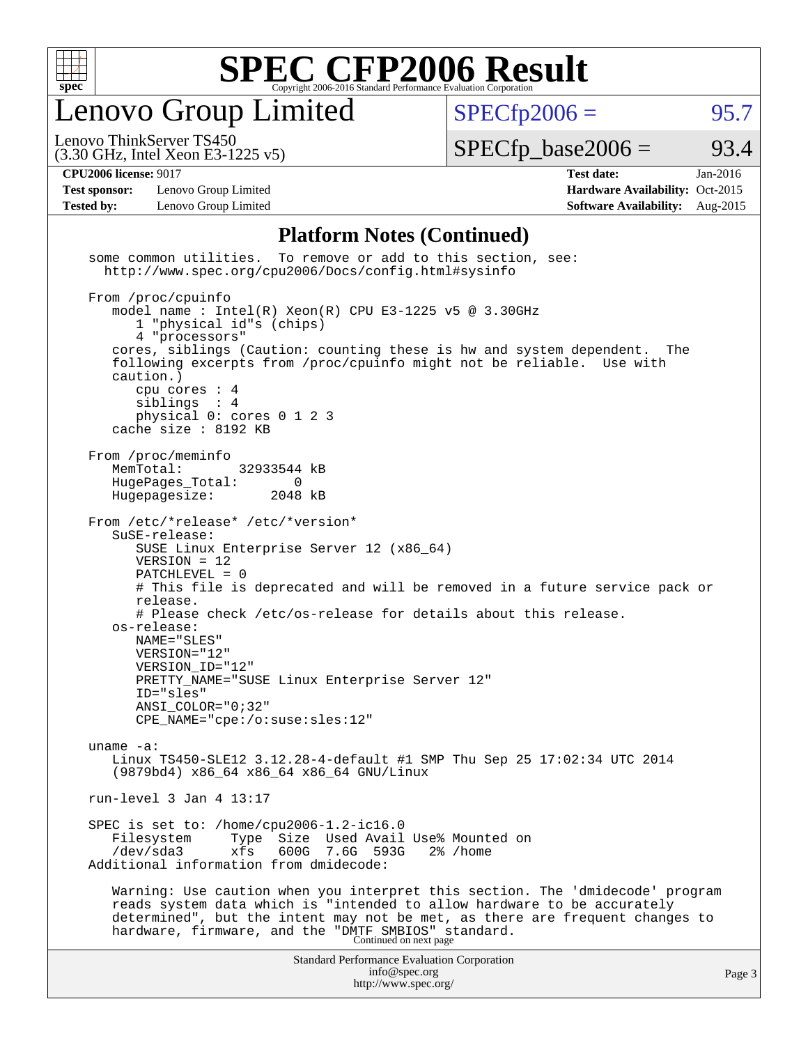## Platform Notes (Continued)

```
some common utilities.  To remove or add to this section, see:
  http://www.spec.org/cpu2006/Docs/config.html#sysinfo

From /proc/cpuinfo
   model name : Intel(R) Xeon(R) CPU E3-1225 v5 @ 3.30GHz
      1 "physical id"s (chips)
      4 "processors"
   cores, siblings (Caution: counting these is hw and system dependent.  The
   following excerpts from /proc/cpuinfo might not be reliable.  Use with
   caution.)
      cpu cores : 4
      siblings  : 4
      physical 0: cores 0 1 2 3
   cache size : 8192 KB

From /proc/meminfo
   MemTotal:       32933544 kB
   HugePages_Total:       0
   Hugepagesize:       2048 kB

From /etc/*release* /etc/*version*
   SuSE-release:
      SUSE Linux Enterprise Server 12 (x86_64)
      VERSION = 12
      PATCHLEVEL = 0
      # This file is deprecated and will be removed in a future service pack or
      release.
      # Please check /etc/os-release for details about this release.
   os-release:
      NAME="SLES"
      VERSION="12"
      VERSION_ID="12"
      PRETTY_NAME="SUSE Linux Enterprise Server 12"
      ID="sles"
      ANSI_COLOR="0;32"
      CPE_NAME="cpe:/o:suse:sles:12"

uname -a:
   Linux TS450-SLE12 3.12.28-4-default #1 SMP Thu Sep 25 17:02:34 UTC 2014
   (9879bd4) x86_64 x86_64 x86_64 GNU/Linux

run-level 3 Jan 4 13:17

SPEC is set to: /home/cpu2006-1.2-ic16.0
   Filesystem     Type  Size  Used Avail Use% Mounted on
   /dev/sda3      xfs   600G  7.6G  593G   2% /home
Additional information from dmidecode:

   Warning: Use caution when you interpret this section. The 'dmidecode' program
   reads system data which is "intended to allow hardware to be accurately
   determined", but the intent may not be met, as there are frequent changes to
   hardware, firmware, and the "DMTF SMBIOS" standard.
```

Continued on next page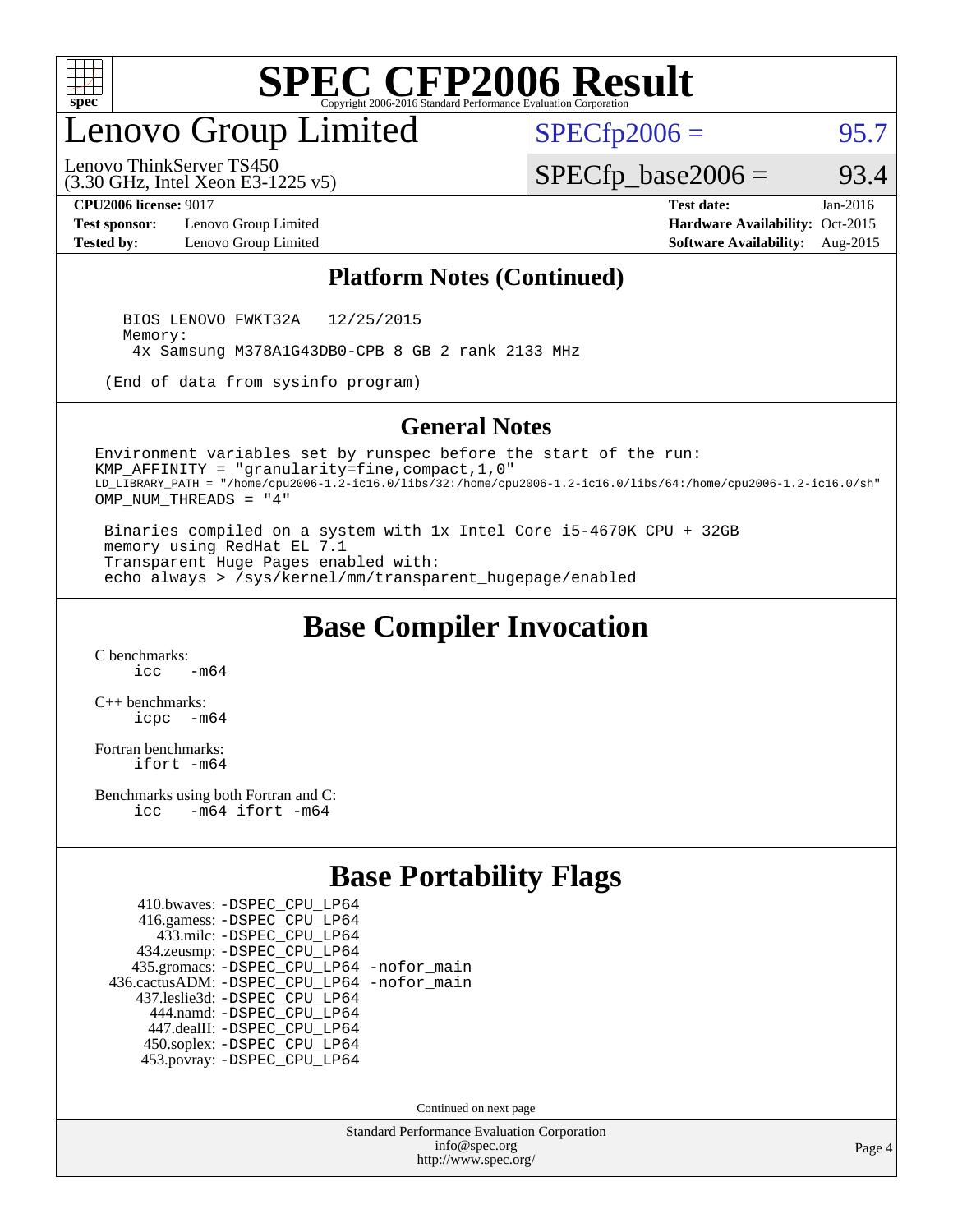# SPEC CFP2006 Result

Copyright 2006-2016 Standard Performance Evaluation Corporation

## Lenovo Group Limited

Lenovo ThinkServer TS450
(3.30 GHz, Intel Xeon E3-1225 v5)

SPECfp2006 = 95.7

SPECfp_base2006 = 93.4

**CPU2006 license:** 9017
**Test sponsor:** Lenovo Group Limited
**Tested by:** Lenovo Group Limited

**Test date:** Jan-2016
**Hardware Availability:** Oct-2015
**Software Availability:** Aug-2015

### Platform Notes (Continued)

```
BIOS LENOVO FWKT32A   12/25/2015
Memory:
 4x Samsung M378A1G43DB0-CPB 8 GB 2 rank 2133 MHz

(End of data from sysinfo program)
```

### General Notes

```
Environment variables set by runspec before the start of the run:
KMP_AFFINITY = "granularity=fine,compact,1,0"
LD_LIBRARY_PATH = "/home/cpu2006-1.2-ic16.0/libs/32:/home/cpu2006-1.2-ic16.0/libs/64:/home/cpu2006-1.2-ic16.0/sh"
OMP_NUM_THREADS = "4"

 Binaries compiled on a system with 1x Intel Core i5-4670K CPU + 32GB
 memory using RedHat EL 7.1
 Transparent Huge Pages enabled with:
 echo always > /sys/kernel/mm/transparent_hugepage/enabled
```

## Base Compiler Invocation

C benchmarks:
```
icc   -m64
```

C++ benchmarks:
```
icpc  -m64
```

Fortran benchmarks:
```
ifort -m64
```

Benchmarks using both Fortran and C:
```
icc   -m64 ifort -m64
```

## Base Portability Flags

```
     410.bwaves: -DSPEC_CPU_LP64
     416.gamess: -DSPEC_CPU_LP64
       433.milc: -DSPEC_CPU_LP64
     434.zeusmp: -DSPEC_CPU_LP64
    435.gromacs: -DSPEC_CPU_LP64 -nofor_main
 436.cactusADM: -DSPEC_CPU_LP64 -nofor_main
   437.leslie3d: -DSPEC_CPU_LP64
       444.namd: -DSPEC_CPU_LP64
     447.dealII: -DSPEC_CPU_LP64
     450.soplex: -DSPEC_CPU_LP64
     453.povray: -DSPEC_CPU_LP64
```

Continued on next page

Standard Performance Evaluation Corporation
info@spec.org
http://www.spec.org/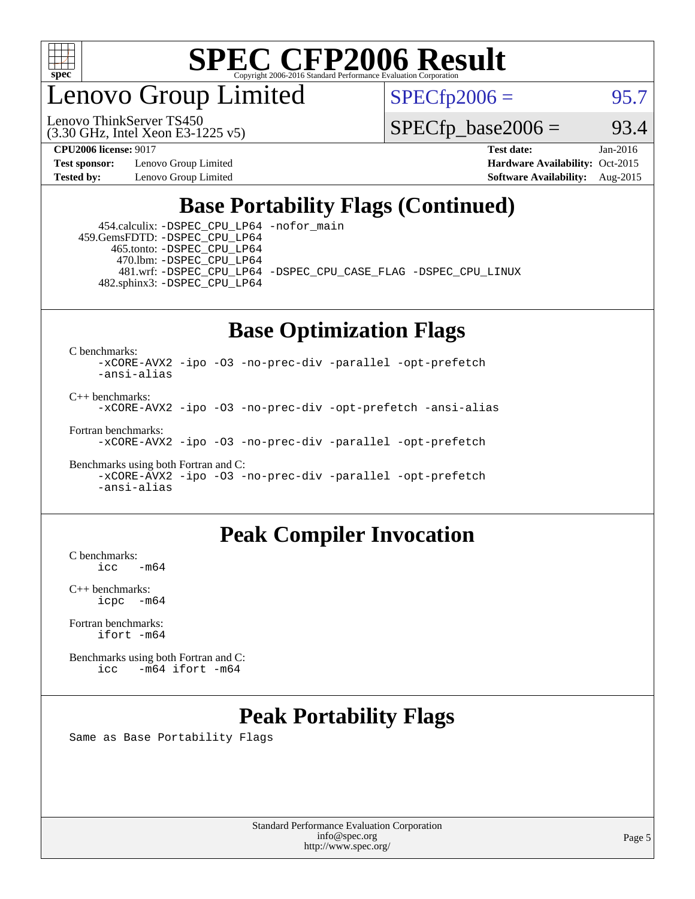# Base Portability Flags (Continued)

```
 454.calculix: -DSPEC_CPU_LP64 -nofor_main
459.GemsFDTD: -DSPEC_CPU_LP64
    465.tonto: -DSPEC_CPU_LP64
      470.lbm: -DSPEC_CPU_LP64
      481.wrf: -DSPEC_CPU_LP64 -DSPEC_CPU_CASE_FLAG -DSPEC_CPU_LINUX
  482.sphinx3: -DSPEC_CPU_LP64
```

# Base Optimization Flags

C benchmarks:
```
-xCORE-AVX2 -ipo -O3 -no-prec-div -parallel -opt-prefetch
-ansi-alias
```

C++ benchmarks:
```
-xCORE-AVX2 -ipo -O3 -no-prec-div -opt-prefetch -ansi-alias
```

Fortran benchmarks:
```
-xCORE-AVX2 -ipo -O3 -no-prec-div -parallel -opt-prefetch
```

Benchmarks using both Fortran and C:
```
-xCORE-AVX2 -ipo -O3 -no-prec-div -parallel -opt-prefetch
-ansi-alias
```

# Peak Compiler Invocation

C benchmarks:
```
icc   -m64
```

C++ benchmarks:
```
icpc  -m64
```

Fortran benchmarks:
```
ifort -m64
```

Benchmarks using both Fortran and C:
```
icc   -m64 ifort -m64
```

# Peak Portability Flags

Same as Base Portability Flags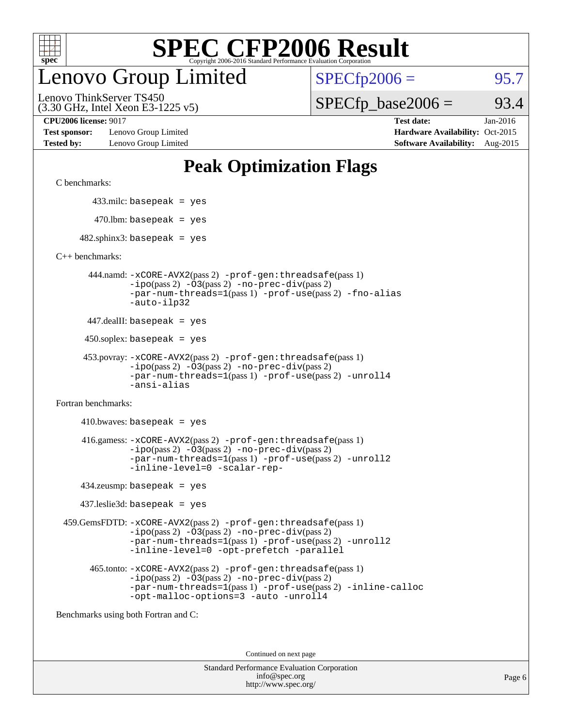# SPEC CFP2006 Result

Copyright 2006-2016 Standard Performance Evaluation Corporation

## Lenovo Group Limited

Lenovo ThinkServer TS450
(3.30 GHz, Intel Xeon E3-1225 v5)

SPECfp2006 = 95.7

SPECfp_base2006 = 93.4

| | | | |
|---|---|---|---|
| **CPU2006 license:** 9017 | | **Test date:** | Jan-2016 |
| **Test sponsor:** | Lenovo Group Limited | **Hardware Availability:** | Oct-2015 |
| **Tested by:** | Lenovo Group Limited | **Software Availability:** | Aug-2015 |

## Peak Optimization Flags

C benchmarks:

433.milc: `basepeak = yes`

470.lbm: `basepeak = yes`

482.sphinx3: `basepeak = yes`

C++ benchmarks:

444.namd: `-xCORE-AVX2`(pass 2) `-prof-gen:threadsafe`(pass 1) `-ipo`(pass 2) `-O3`(pass 2) `-no-prec-div`(pass 2) `-par-num-threads=1`(pass 1) `-prof-use`(pass 2) `-fno-alias` `-auto-ilp32`

447.dealII: `basepeak = yes`

450.soplex: `basepeak = yes`

453.povray: `-xCORE-AVX2`(pass 2) `-prof-gen:threadsafe`(pass 1) `-ipo`(pass 2) `-O3`(pass 2) `-no-prec-div`(pass 2) `-par-num-threads=1`(pass 1) `-prof-use`(pass 2) `-unroll4` `-ansi-alias`

Fortran benchmarks:

410.bwaves: `basepeak = yes`

416.gamess: `-xCORE-AVX2`(pass 2) `-prof-gen:threadsafe`(pass 1) `-ipo`(pass 2) `-O3`(pass 2) `-no-prec-div`(pass 2) `-par-num-threads=1`(pass 1) `-prof-use`(pass 2) `-unroll2` `-inline-level=0` `-scalar-rep-`

434.zeusmp: `basepeak = yes`

437.leslie3d: `basepeak = yes`

459.GemsFDTD: `-xCORE-AVX2`(pass 2) `-prof-gen:threadsafe`(pass 1) `-ipo`(pass 2) `-O3`(pass 2) `-no-prec-div`(pass 2) `-par-num-threads=1`(pass 1) `-prof-use`(pass 2) `-unroll2` `-inline-level=0` `-opt-prefetch` `-parallel`

465.tonto: `-xCORE-AVX2`(pass 2) `-prof-gen:threadsafe`(pass 1) `-ipo`(pass 2) `-O3`(pass 2) `-no-prec-div`(pass 2) `-par-num-threads=1`(pass 1) `-prof-use`(pass 2) `-inline-calloc` `-opt-malloc-options=3` `-auto` `-unroll4`

Benchmarks using both Fortran and C:

Continued on next page

Standard Performance Evaluation Corporation
info@spec.org
http://www.spec.org/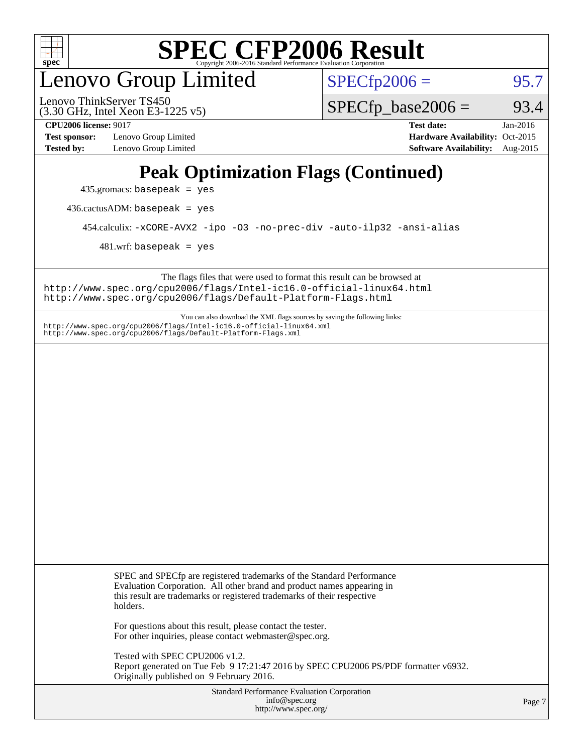# Peak Optimization Flags (Continued)

435.gromacs: basepeak = yes

436.cactusADM: basepeak = yes

454.calculix: -xCORE-AVX2 -ipo -O3 -no-prec-div -auto-ilp32 -ansi-alias

481.wrf: basepeak = yes

The flags files that were used to format this result can be browsed at
http://www.spec.org/cpu2006/flags/Intel-ic16.0-official-linux64.html
http://www.spec.org/cpu2006/flags/Default-Platform-Flags.html

You can also download the XML flags sources by saving the following links:
http://www.spec.org/cpu2006/flags/Intel-ic16.0-official-linux64.xml
http://www.spec.org/cpu2006/flags/Default-Platform-Flags.xml

SPEC and SPECfp are registered trademarks of the Standard Performance Evaluation Corporation. All other brand and product names appearing in this result are trademarks or registered trademarks of their respective holders.

For questions about this result, please contact the tester.
For other inquiries, please contact webmaster@spec.org.

Tested with SPEC CPU2006 v1.2.
Report generated on Tue Feb 9 17:21:47 2016 by SPEC CPU2006 PS/PDF formatter v6932.
Originally published on 9 February 2016.